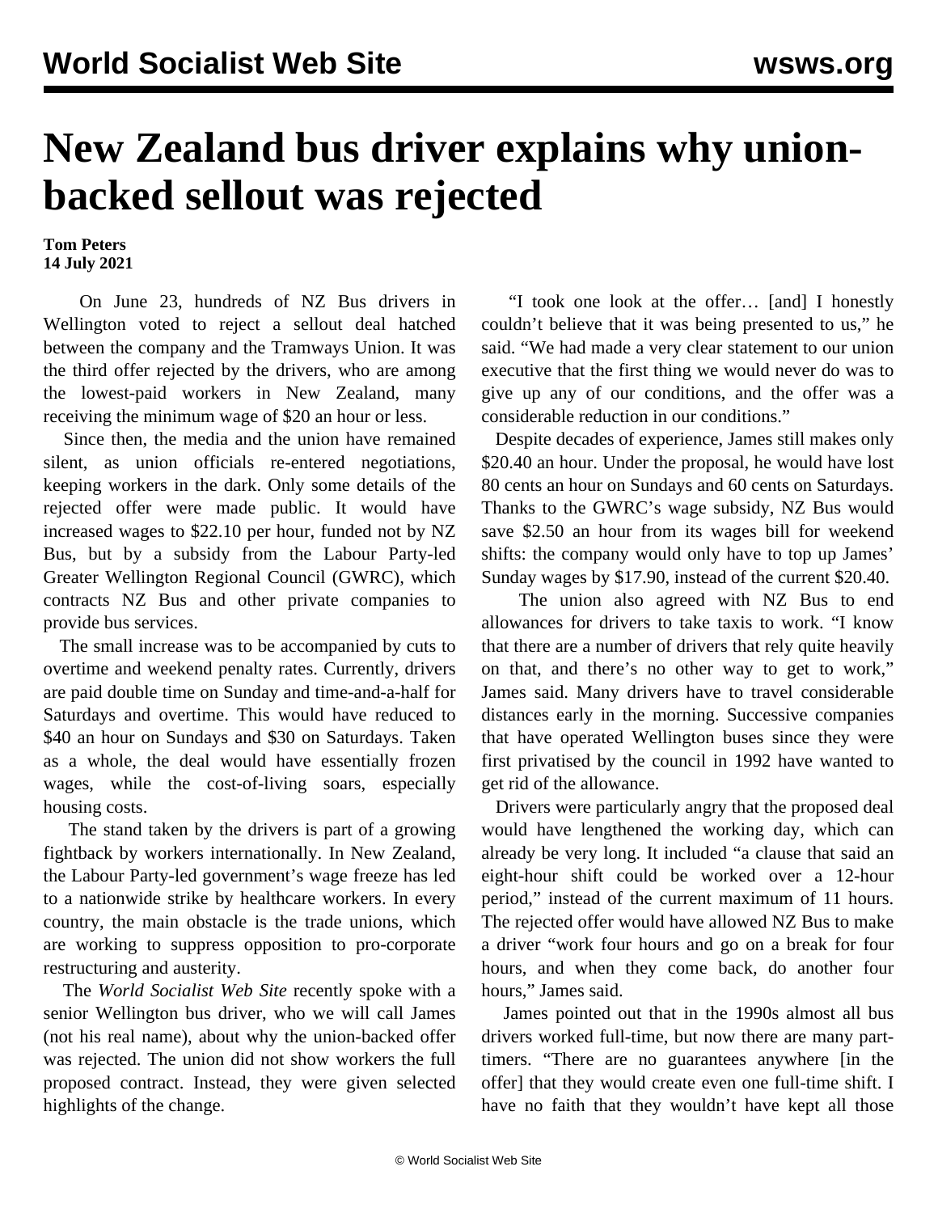# New Zealand bus driver explains why union-backed sellout was rejected

**Tom Peters**
**14 July 2021**

On June 23, hundreds of NZ Bus drivers in Wellington voted to reject a sellout deal hatched between the company and the Tramways Union. It was the third offer rejected by the drivers, who are among the lowest-paid workers in New Zealand, many receiving the minimum wage of $20 an hour or less.

Since then, the media and the union have remained silent, as union officials re-entered negotiations, keeping workers in the dark. Only some details of the rejected offer were made public. It would have increased wages to $22.10 per hour, funded not by NZ Bus, but by a subsidy from the Labour Party-led Greater Wellington Regional Council (GWRC), which contracts NZ Bus and other private companies to provide bus services.

The small increase was to be accompanied by cuts to overtime and weekend penalty rates. Currently, drivers are paid double time on Sunday and time-and-a-half for Saturdays and overtime. This would have reduced to $40 an hour on Sundays and $30 on Saturdays. Taken as a whole, the deal would have essentially frozen wages, while the cost-of-living soars, especially housing costs.

The stand taken by the drivers is part of a growing fightback by workers internationally. In New Zealand, the Labour Party-led government's wage freeze has led to a nationwide strike by healthcare workers. In every country, the main obstacle is the trade unions, which are working to suppress opposition to pro-corporate restructuring and austerity.

The *World Socialist Web Site* recently spoke with a senior Wellington bus driver, who we will call James (not his real name), about why the union-backed offer was rejected. The union did not show workers the full proposed contract. Instead, they were given selected highlights of the change.

"I took one look at the offer… [and] I honestly couldn't believe that it was being presented to us," he said. "We had made a very clear statement to our union executive that the first thing we would never do was to give up any of our conditions, and the offer was a considerable reduction in our conditions."

Despite decades of experience, James still makes only $20.40 an hour. Under the proposal, he would have lost 80 cents an hour on Sundays and 60 cents on Saturdays. Thanks to the GWRC's wage subsidy, NZ Bus would save $2.50 an hour from its wages bill for weekend shifts: the company would only have to top up James' Sunday wages by $17.90, instead of the current $20.40.

The union also agreed with NZ Bus to end allowances for drivers to take taxis to work. "I know that there are a number of drivers that rely quite heavily on that, and there's no other way to get to work," James said. Many drivers have to travel considerable distances early in the morning. Successive companies that have operated Wellington buses since they were first privatised by the council in 1992 have wanted to get rid of the allowance.

Drivers were particularly angry that the proposed deal would have lengthened the working day, which can already be very long. It included "a clause that said an eight-hour shift could be worked over a 12-hour period," instead of the current maximum of 11 hours. The rejected offer would have allowed NZ Bus to make a driver "work four hours and go on a break for four hours, and when they come back, do another four hours," James said.

James pointed out that in the 1990s almost all bus drivers worked full-time, but now there are many part-timers. "There are no guarantees anywhere [in the offer] that they would create even one full-time shift. I have no faith that they wouldn't have kept all those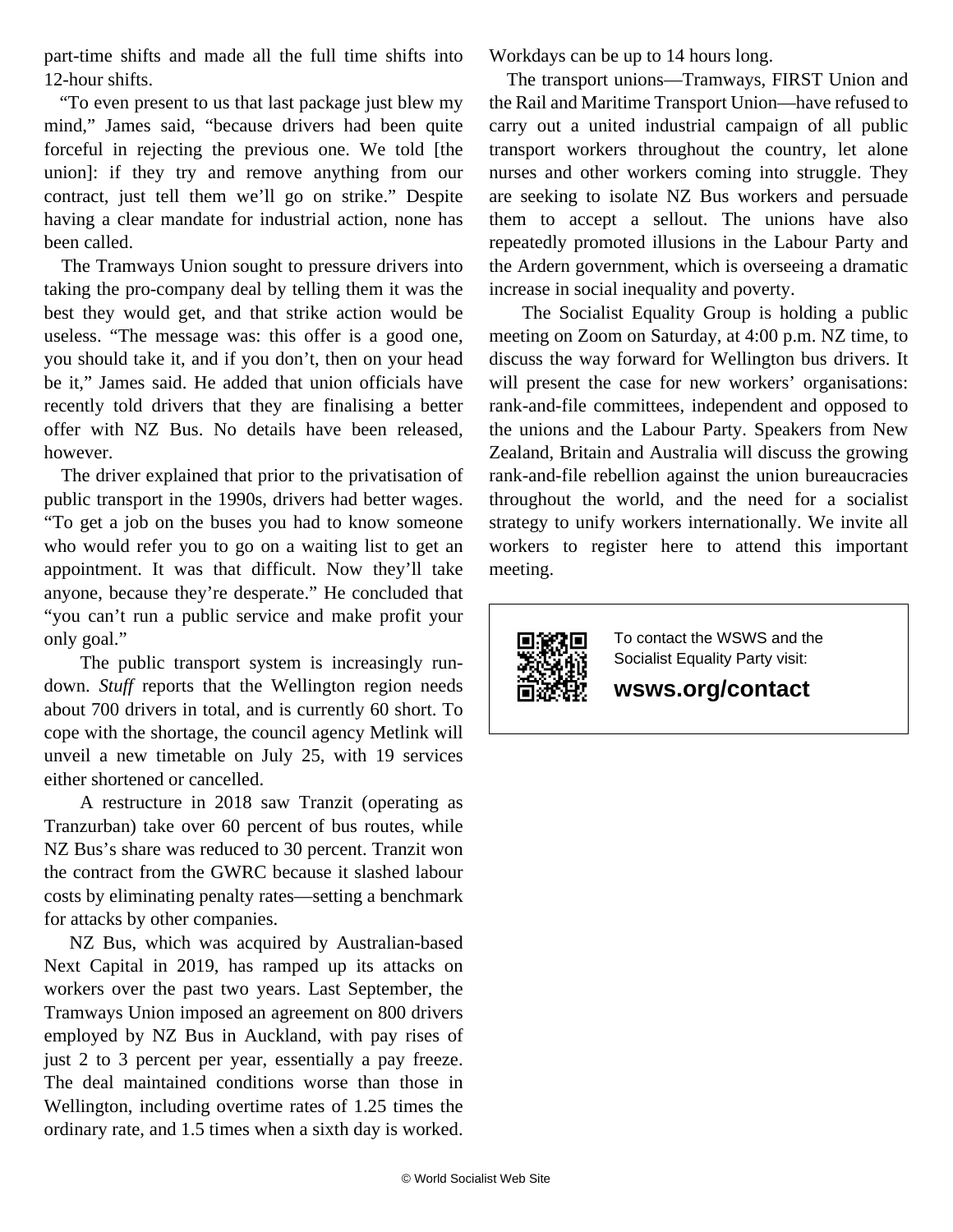part-time shifts and made all the full time shifts into 12-hour shifts.

"To even present to us that last package just blew my mind," James said, "because drivers had been quite forceful in rejecting the previous one. We told [the union]: if they try and remove anything from our contract, just tell them we'll go on strike." Despite having a clear mandate for industrial action, none has been called.

The Tramways Union sought to pressure drivers into taking the pro-company deal by telling them it was the best they would get, and that strike action would be useless. "The message was: this offer is a good one, you should take it, and if you don't, then on your head be it," James said. He added that union officials have recently told drivers that they are finalising a better offer with NZ Bus. No details have been released, however.

The driver explained that prior to the privatisation of public transport in the 1990s, drivers had better wages. "To get a job on the buses you had to know someone who would refer you to go on a waiting list to get an appointment. It was that difficult. Now they'll take anyone, because they're desperate." He concluded that "you can't run a public service and make profit your only goal."

The public transport system is increasingly run-down. *Stuff* reports that the Wellington region needs about 700 drivers in total, and is currently 60 short. To cope with the shortage, the council agency Metlink will unveil a new timetable on July 25, with 19 services either shortened or cancelled.

A restructure in 2018 saw Tranzit (operating as Tranzurban) take over 60 percent of bus routes, while NZ Bus's share was reduced to 30 percent. Tranzit won the contract from the GWRC because it slashed labour costs by eliminating penalty rates—setting a benchmark for attacks by other companies.

NZ Bus, which was acquired by Australian-based Next Capital in 2019, has ramped up its attacks on workers over the past two years. Last September, the Tramways Union imposed an agreement on 800 drivers employed by NZ Bus in Auckland, with pay rises of just 2 to 3 percent per year, essentially a pay freeze. The deal maintained conditions worse than those in Wellington, including overtime rates of 1.25 times the ordinary rate, and 1.5 times when a sixth day is worked. Workdays can be up to 14 hours long.

The transport unions—Tramways, FIRST Union and the Rail and Maritime Transport Union—have refused to carry out a united industrial campaign of all public transport workers throughout the country, let alone nurses and other workers coming into struggle. They are seeking to isolate NZ Bus workers and persuade them to accept a sellout. The unions have also repeatedly promoted illusions in the Labour Party and the Ardern government, which is overseeing a dramatic increase in social inequality and poverty.

The Socialist Equality Group is holding a public meeting on Zoom on Saturday, at 4:00 p.m. NZ time, to discuss the way forward for Wellington bus drivers. It will present the case for new workers' organisations: rank-and-file committees, independent and opposed to the unions and the Labour Party. Speakers from New Zealand, Britain and Australia will discuss the growing rank-and-file rebellion against the union bureaucracies throughout the world, and the need for a socialist strategy to unify workers internationally. We invite all workers to register here to attend this important meeting.

To contact the WSWS and the Socialist Equality Party visit:

**wsws.org/contact**